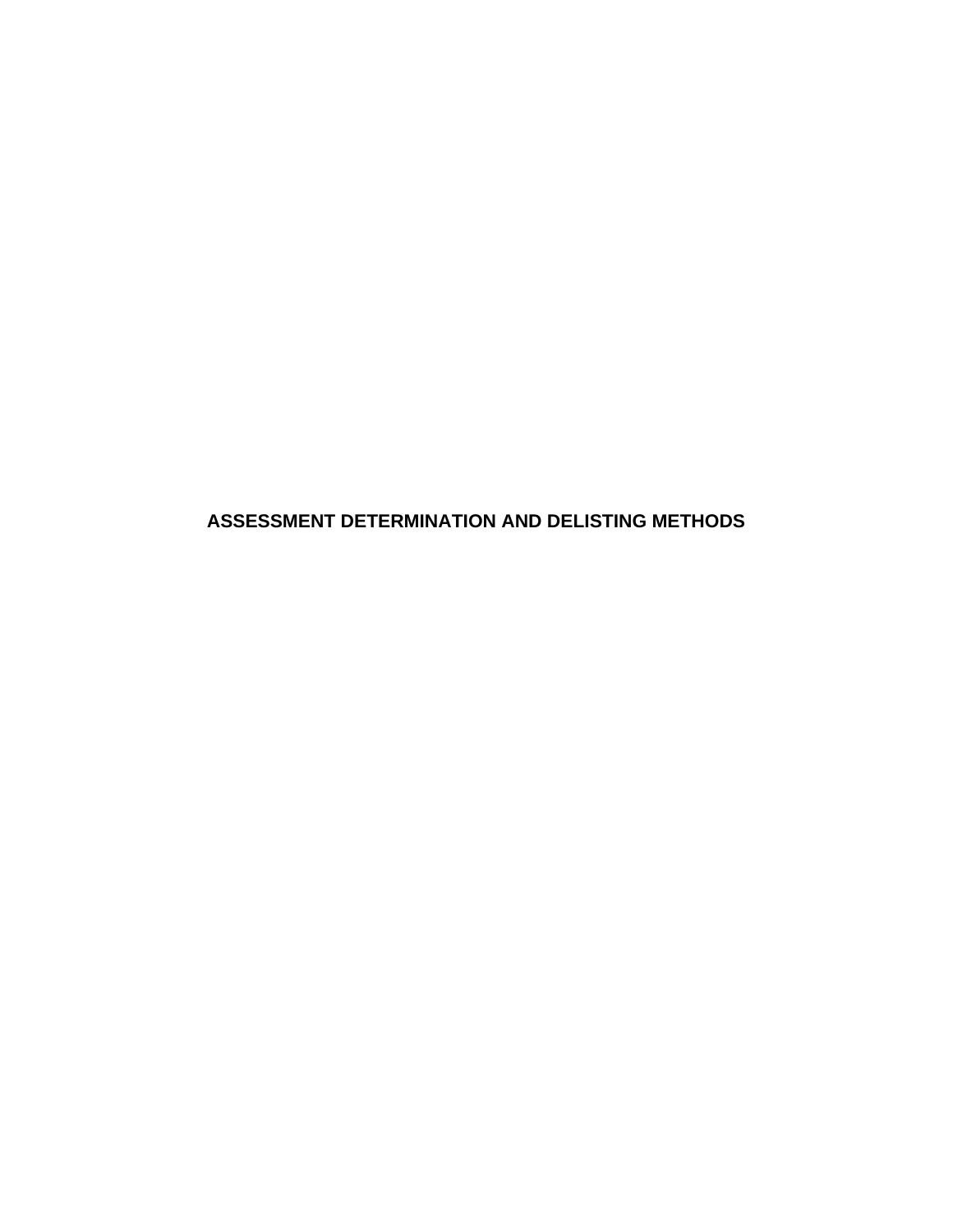# ASSESSMENT DETERMINATION AND DELISTING METHODS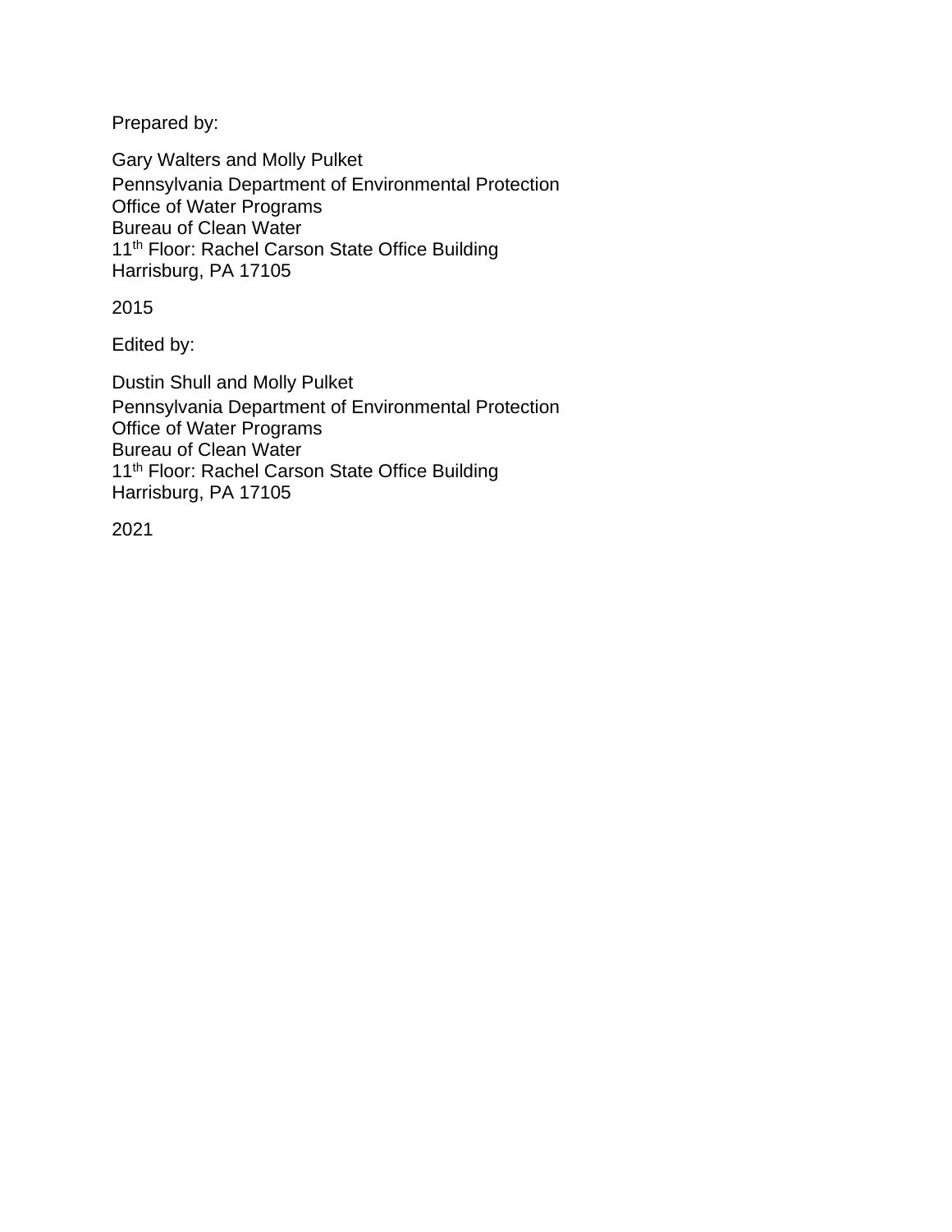Prepared by:

Gary Walters and Molly Pulket
Pennsylvania Department of Environmental Protection
Office of Water Programs
Bureau of Clean Water
11th Floor: Rachel Carson State Office Building
Harrisburg, PA 17105

2015

Edited by:

Dustin Shull and Molly Pulket
Pennsylvania Department of Environmental Protection
Office of Water Programs
Bureau of Clean Water
11th Floor: Rachel Carson State Office Building
Harrisburg, PA 17105

2021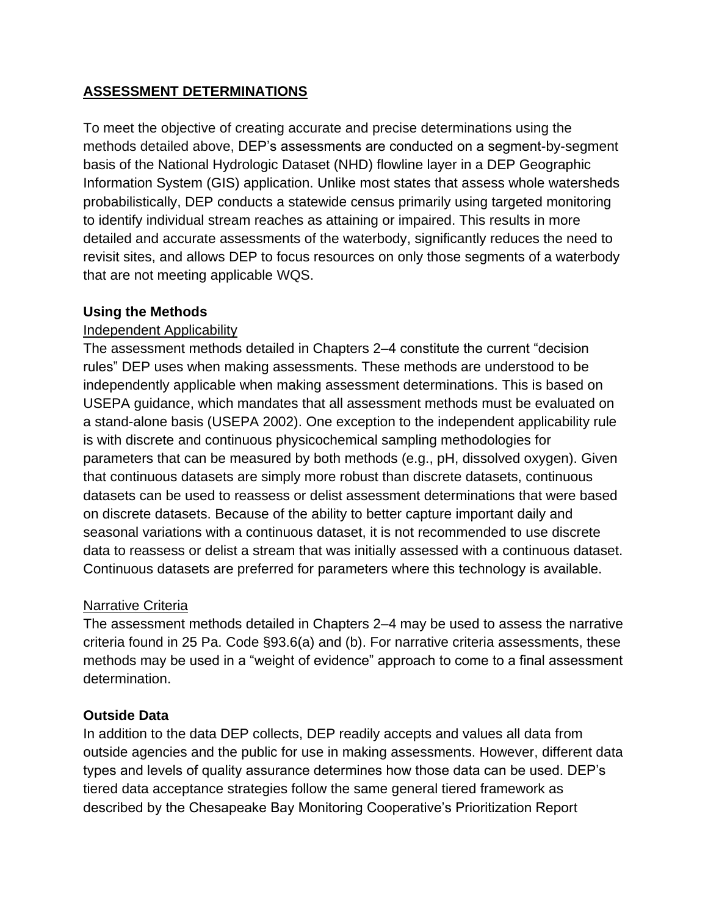## ASSESSMENT DETERMINATIONS

To meet the objective of creating accurate and precise determinations using the methods detailed above, DEP's assessments are conducted on a segment-by-segment basis of the National Hydrologic Dataset (NHD) flowline layer in a DEP Geographic Information System (GIS) application. Unlike most states that assess whole watersheds probabilistically, DEP conducts a statewide census primarily using targeted monitoring to identify individual stream reaches as attaining or impaired. This results in more detailed and accurate assessments of the waterbody, significantly reduces the need to revisit sites, and allows DEP to focus resources on only those segments of a waterbody that are not meeting applicable WQS.

### Using the Methods

Independent Applicability

The assessment methods detailed in Chapters 2–4 constitute the current "decision rules" DEP uses when making assessments. These methods are understood to be independently applicable when making assessment determinations. This is based on USEPA guidance, which mandates that all assessment methods must be evaluated on a stand-alone basis (USEPA 2002). One exception to the independent applicability rule is with discrete and continuous physicochemical sampling methodologies for parameters that can be measured by both methods (e.g., pH, dissolved oxygen). Given that continuous datasets are simply more robust than discrete datasets, continuous datasets can be used to reassess or delist assessment determinations that were based on discrete datasets. Because of the ability to better capture important daily and seasonal variations with a continuous dataset, it is not recommended to use discrete data to reassess or delist a stream that was initially assessed with a continuous dataset. Continuous datasets are preferred for parameters where this technology is available.

Narrative Criteria

The assessment methods detailed in Chapters 2–4 may be used to assess the narrative criteria found in 25 Pa. Code §93.6(a) and (b). For narrative criteria assessments, these methods may be used in a "weight of evidence" approach to come to a final assessment determination.

### Outside Data

In addition to the data DEP collects, DEP readily accepts and values all data from outside agencies and the public for use in making assessments. However, different data types and levels of quality assurance determines how those data can be used. DEP's tiered data acceptance strategies follow the same general tiered framework as described by the Chesapeake Bay Monitoring Cooperative's Prioritization Report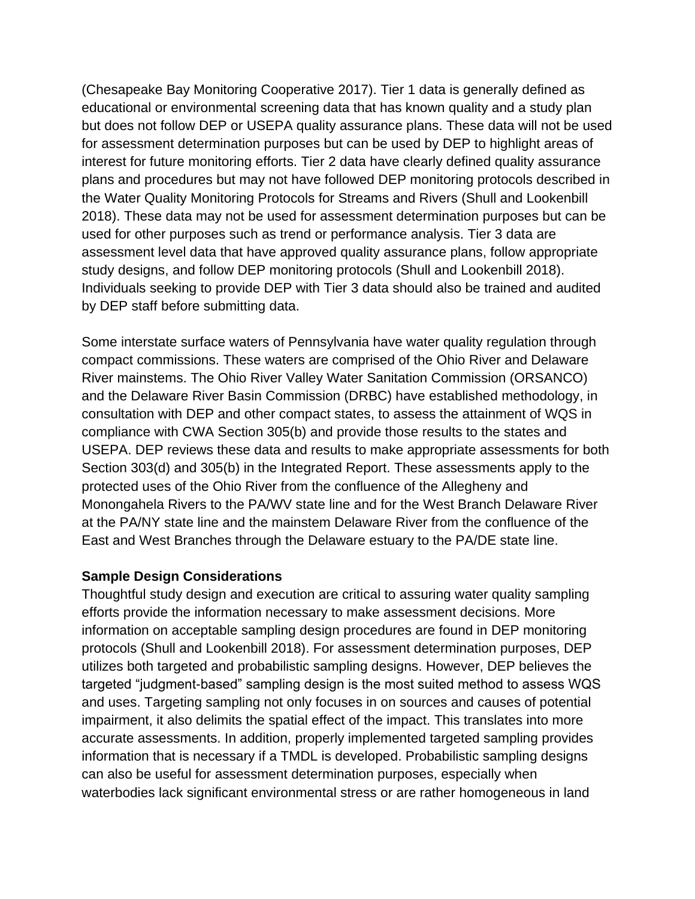(Chesapeake Bay Monitoring Cooperative 2017). Tier 1 data is generally defined as educational or environmental screening data that has known quality and a study plan but does not follow DEP or USEPA quality assurance plans. These data will not be used for assessment determination purposes but can be used by DEP to highlight areas of interest for future monitoring efforts. Tier 2 data have clearly defined quality assurance plans and procedures but may not have followed DEP monitoring protocols described in the Water Quality Monitoring Protocols for Streams and Rivers (Shull and Lookenbill 2018). These data may not be used for assessment determination purposes but can be used for other purposes such as trend or performance analysis. Tier 3 data are assessment level data that have approved quality assurance plans, follow appropriate study designs, and follow DEP monitoring protocols (Shull and Lookenbill 2018). Individuals seeking to provide DEP with Tier 3 data should also be trained and audited by DEP staff before submitting data.

Some interstate surface waters of Pennsylvania have water quality regulation through compact commissions. These waters are comprised of the Ohio River and Delaware River mainstems. The Ohio River Valley Water Sanitation Commission (ORSANCO) and the Delaware River Basin Commission (DRBC) have established methodology, in consultation with DEP and other compact states, to assess the attainment of WQS in compliance with CWA Section 305(b) and provide those results to the states and USEPA. DEP reviews these data and results to make appropriate assessments for both Section 303(d) and 305(b) in the Integrated Report. These assessments apply to the protected uses of the Ohio River from the confluence of the Allegheny and Monongahela Rivers to the PA/WV state line and for the West Branch Delaware River at the PA/NY state line and the mainstem Delaware River from the confluence of the East and West Branches through the Delaware estuary to the PA/DE state line.

**Sample Design Considerations**

Thoughtful study design and execution are critical to assuring water quality sampling efforts provide the information necessary to make assessment decisions. More information on acceptable sampling design procedures are found in DEP monitoring protocols (Shull and Lookenbill 2018). For assessment determination purposes, DEP utilizes both targeted and probabilistic sampling designs. However, DEP believes the targeted "judgment-based" sampling design is the most suited method to assess WQS and uses. Targeting sampling not only focuses in on sources and causes of potential impairment, it also delimits the spatial effect of the impact. This translates into more accurate assessments. In addition, properly implemented targeted sampling provides information that is necessary if a TMDL is developed. Probabilistic sampling designs can also be useful for assessment determination purposes, especially when waterbodies lack significant environmental stress or are rather homogeneous in land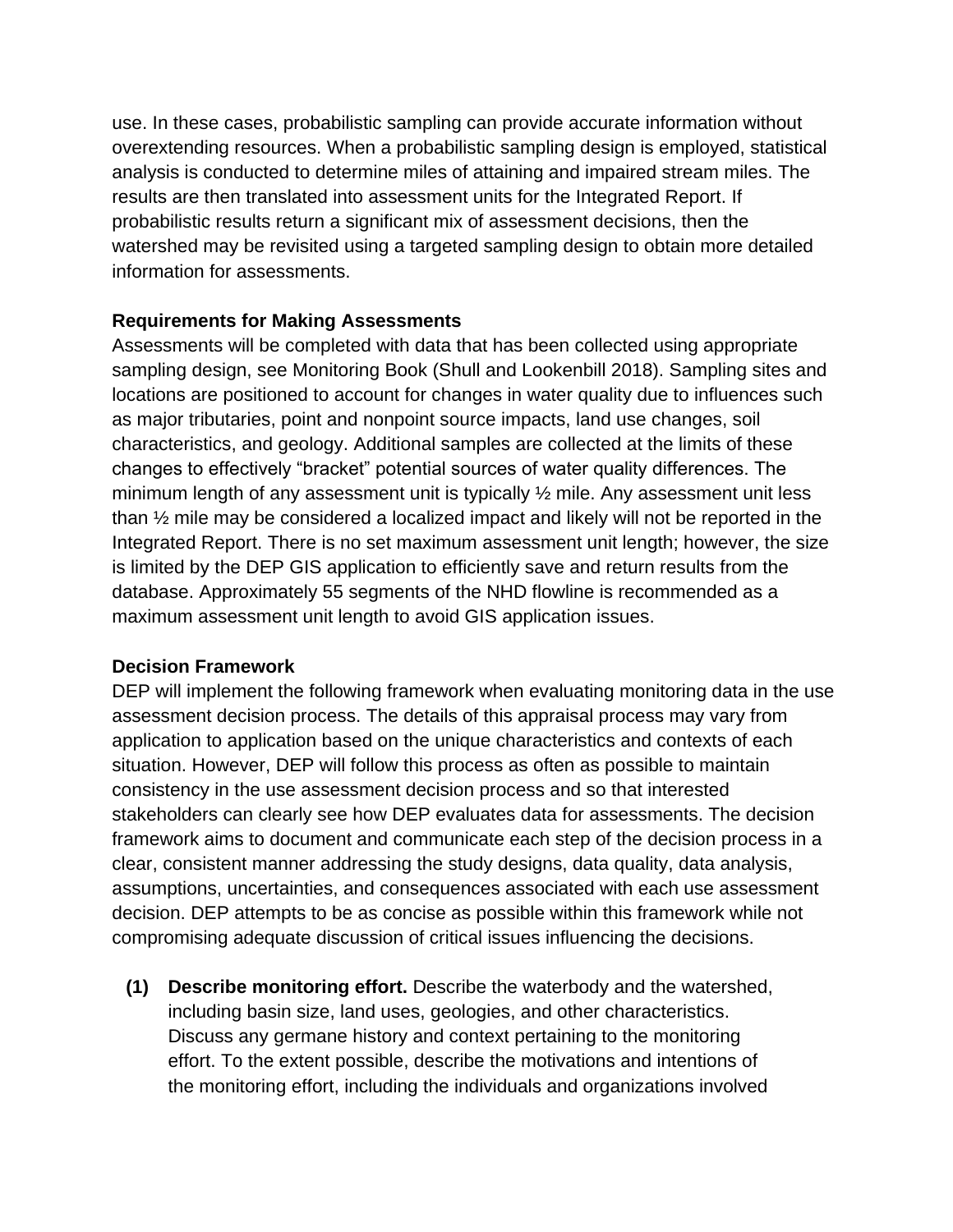use. In these cases, probabilistic sampling can provide accurate information without overextending resources. When a probabilistic sampling design is employed, statistical analysis is conducted to determine miles of attaining and impaired stream miles. The results are then translated into assessment units for the Integrated Report. If probabilistic results return a significant mix of assessment decisions, then the watershed may be revisited using a targeted sampling design to obtain more detailed information for assessments.

**Requirements for Making Assessments**

Assessments will be completed with data that has been collected using appropriate sampling design, see Monitoring Book (Shull and Lookenbill 2018). Sampling sites and locations are positioned to account for changes in water quality due to influences such as major tributaries, point and nonpoint source impacts, land use changes, soil characteristics, and geology. Additional samples are collected at the limits of these changes to effectively "bracket" potential sources of water quality differences. The minimum length of any assessment unit is typically ½ mile. Any assessment unit less than ½ mile may be considered a localized impact and likely will not be reported in the Integrated Report. There is no set maximum assessment unit length; however, the size is limited by the DEP GIS application to efficiently save and return results from the database. Approximately 55 segments of the NHD flowline is recommended as a maximum assessment unit length to avoid GIS application issues.

**Decision Framework**

DEP will implement the following framework when evaluating monitoring data in the use assessment decision process. The details of this appraisal process may vary from application to application based on the unique characteristics and contexts of each situation. However, DEP will follow this process as often as possible to maintain consistency in the use assessment decision process and so that interested stakeholders can clearly see how DEP evaluates data for assessments. The decision framework aims to document and communicate each step of the decision process in a clear, consistent manner addressing the study designs, data quality, data analysis, assumptions, uncertainties, and consequences associated with each use assessment decision. DEP attempts to be as concise as possible within this framework while not compromising adequate discussion of critical issues influencing the decisions.

**(1) Describe monitoring effort.** Describe the waterbody and the watershed, including basin size, land uses, geologies, and other characteristics. Discuss any germane history and context pertaining to the monitoring effort. To the extent possible, describe the motivations and intentions of the monitoring effort, including the individuals and organizations involved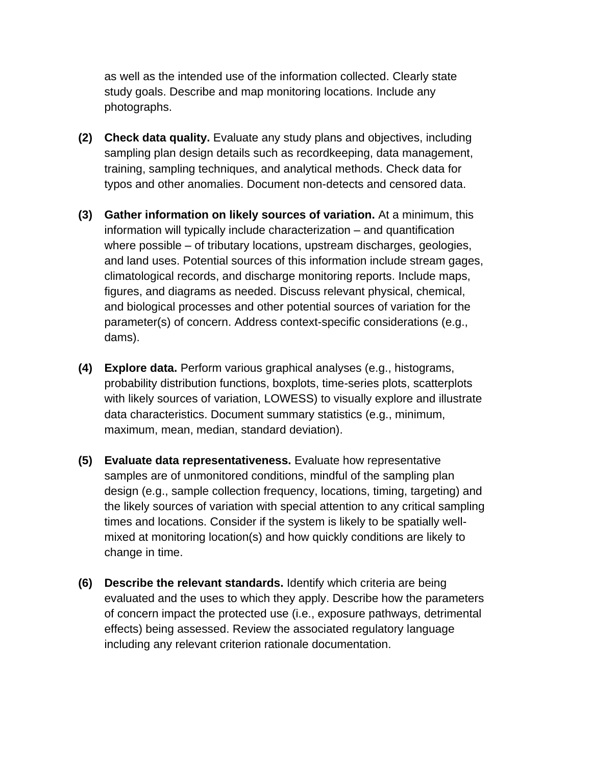as well as the intended use of the information collected. Clearly state study goals. Describe and map monitoring locations. Include any photographs.

**(2) Check data quality.** Evaluate any study plans and objectives, including sampling plan design details such as recordkeeping, data management, training, sampling techniques, and analytical methods. Check data for typos and other anomalies. Document non-detects and censored data.

**(3) Gather information on likely sources of variation.** At a minimum, this information will typically include characterization – and quantification where possible – of tributary locations, upstream discharges, geologies, and land uses. Potential sources of this information include stream gages, climatological records, and discharge monitoring reports. Include maps, figures, and diagrams as needed. Discuss relevant physical, chemical, and biological processes and other potential sources of variation for the parameter(s) of concern. Address context-specific considerations (e.g., dams).

**(4) Explore data.** Perform various graphical analyses (e.g., histograms, probability distribution functions, boxplots, time-series plots, scatterplots with likely sources of variation, LOWESS) to visually explore and illustrate data characteristics. Document summary statistics (e.g., minimum, maximum, mean, median, standard deviation).

**(5) Evaluate data representativeness.** Evaluate how representative samples are of unmonitored conditions, mindful of the sampling plan design (e.g., sample collection frequency, locations, timing, targeting) and the likely sources of variation with special attention to any critical sampling times and locations. Consider if the system is likely to be spatially well-mixed at monitoring location(s) and how quickly conditions are likely to change in time.

**(6) Describe the relevant standards.** Identify which criteria are being evaluated and the uses to which they apply. Describe how the parameters of concern impact the protected use (i.e., exposure pathways, detrimental effects) being assessed. Review the associated regulatory language including any relevant criterion rationale documentation.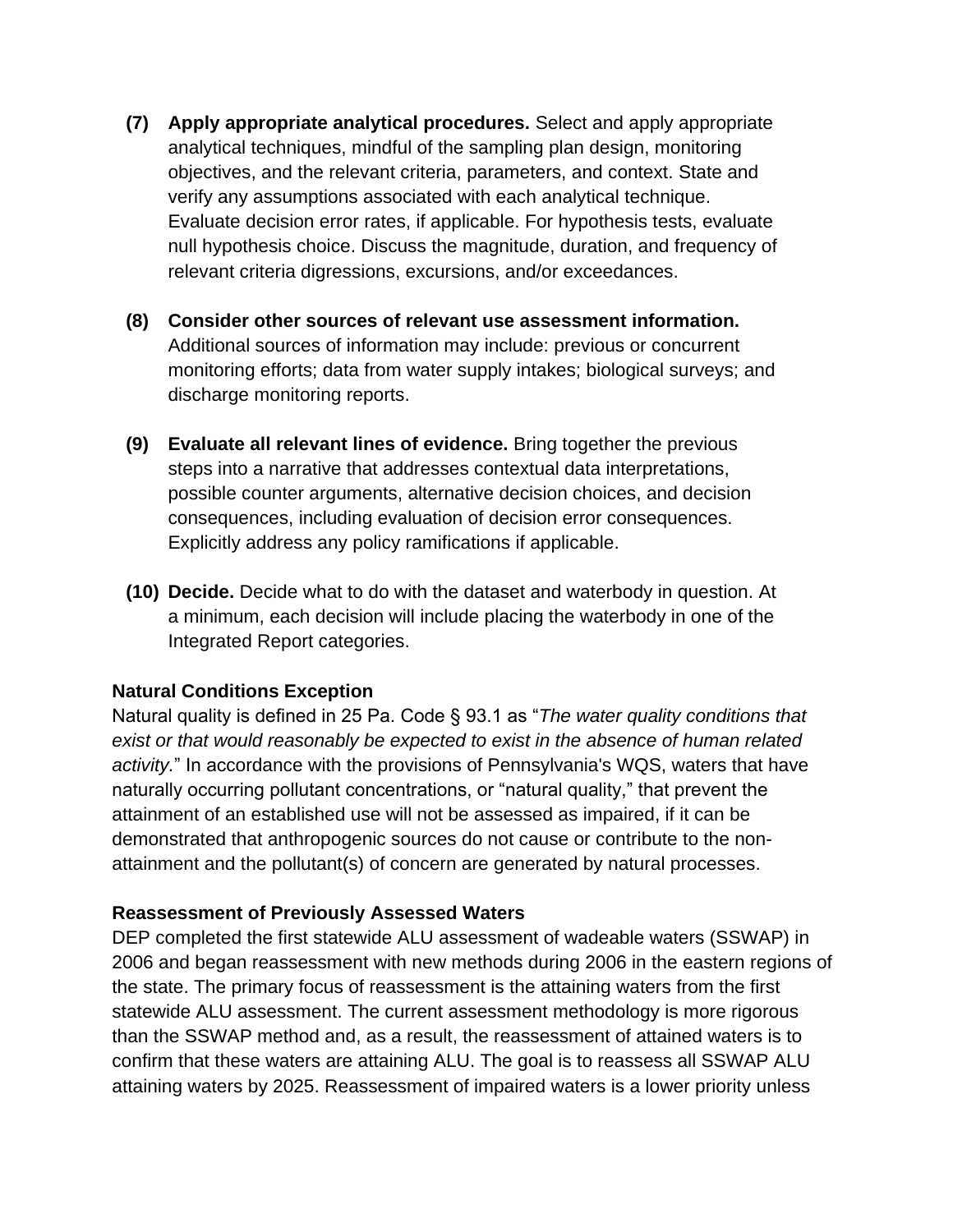(7) **Apply appropriate analytical procedures.** Select and apply appropriate analytical techniques, mindful of the sampling plan design, monitoring objectives, and the relevant criteria, parameters, and context. State and verify any assumptions associated with each analytical technique. Evaluate decision error rates, if applicable. For hypothesis tests, evaluate null hypothesis choice. Discuss the magnitude, duration, and frequency of relevant criteria digressions, excursions, and/or exceedances.

(8) **Consider other sources of relevant use assessment information.** Additional sources of information may include: previous or concurrent monitoring efforts; data from water supply intakes; biological surveys; and discharge monitoring reports.

(9) **Evaluate all relevant lines of evidence.** Bring together the previous steps into a narrative that addresses contextual data interpretations, possible counter arguments, alternative decision choices, and decision consequences, including evaluation of decision error consequences. Explicitly address any policy ramifications if applicable.

(10) **Decide.** Decide what to do with the dataset and waterbody in question. At a minimum, each decision will include placing the waterbody in one of the Integrated Report categories.

**Natural Conditions Exception**

Natural quality is defined in 25 Pa. Code § 93.1 as "*The water quality conditions that exist or that would reasonably be expected to exist in the absence of human related activity.*" In accordance with the provisions of Pennsylvania's WQS, waters that have naturally occurring pollutant concentrations, or "natural quality," that prevent the attainment of an established use will not be assessed as impaired, if it can be demonstrated that anthropogenic sources do not cause or contribute to the non-attainment and the pollutant(s) of concern are generated by natural processes.

**Reassessment of Previously Assessed Waters**

DEP completed the first statewide ALU assessment of wadeable waters (SSWAP) in 2006 and began reassessment with new methods during 2006 in the eastern regions of the state. The primary focus of reassessment is the attaining waters from the first statewide ALU assessment. The current assessment methodology is more rigorous than the SSWAP method and, as a result, the reassessment of attained waters is to confirm that these waters are attaining ALU. The goal is to reassess all SSWAP ALU attaining waters by 2025. Reassessment of impaired waters is a lower priority unless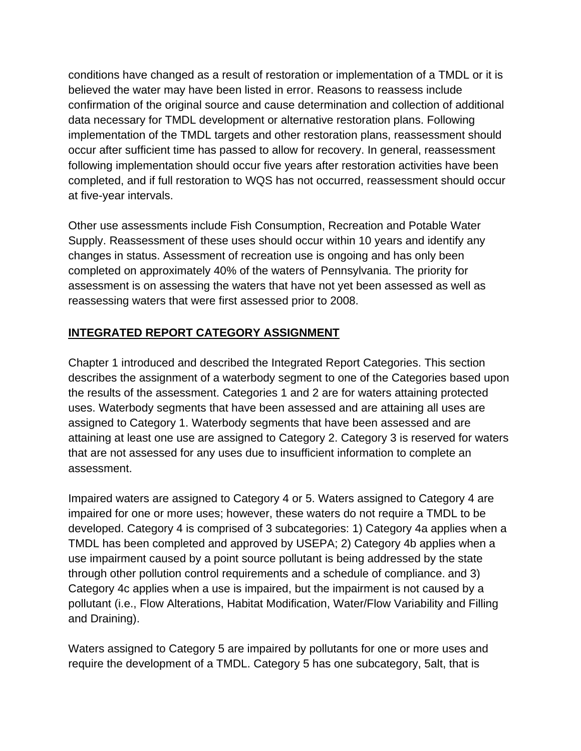conditions have changed as a result of restoration or implementation of a TMDL or it is believed the water may have been listed in error. Reasons to reassess include confirmation of the original source and cause determination and collection of additional data necessary for TMDL development or alternative restoration plans. Following implementation of the TMDL targets and other restoration plans, reassessment should occur after sufficient time has passed to allow for recovery. In general, reassessment following implementation should occur five years after restoration activities have been completed, and if full restoration to WQS has not occurred, reassessment should occur at five-year intervals.

Other use assessments include Fish Consumption, Recreation and Potable Water Supply. Reassessment of these uses should occur within 10 years and identify any changes in status. Assessment of recreation use is ongoing and has only been completed on approximately 40% of the waters of Pennsylvania. The priority for assessment is on assessing the waters that have not yet been assessed as well as reassessing waters that were first assessed prior to 2008.

## INTEGRATED REPORT CATEGORY ASSIGNMENT

Chapter 1 introduced and described the Integrated Report Categories. This section describes the assignment of a waterbody segment to one of the Categories based upon the results of the assessment. Categories 1 and 2 are for waters attaining protected uses. Waterbody segments that have been assessed and are attaining all uses are assigned to Category 1. Waterbody segments that have been assessed and are attaining at least one use are assigned to Category 2. Category 3 is reserved for waters that are not assessed for any uses due to insufficient information to complete an assessment.

Impaired waters are assigned to Category 4 or 5. Waters assigned to Category 4 are impaired for one or more uses; however, these waters do not require a TMDL to be developed. Category 4 is comprised of 3 subcategories: 1) Category 4a applies when a TMDL has been completed and approved by USEPA; 2) Category 4b applies when a use impairment caused by a point source pollutant is being addressed by the state through other pollution control requirements and a schedule of compliance. and 3) Category 4c applies when a use is impaired, but the impairment is not caused by a pollutant (i.e., Flow Alterations, Habitat Modification, Water/Flow Variability and Filling and Draining).

Waters assigned to Category 5 are impaired by pollutants for one or more uses and require the development of a TMDL. Category 5 has one subcategory, 5alt, that is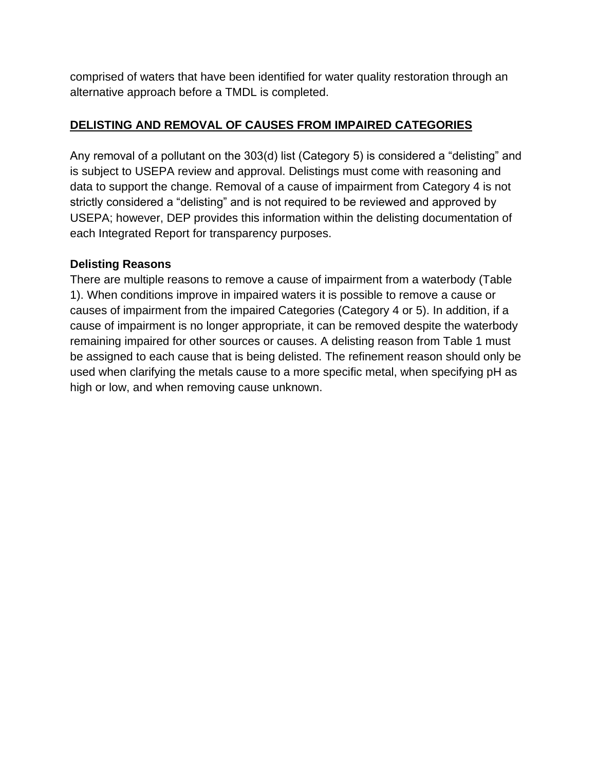comprised of waters that have been identified for water quality restoration through an alternative approach before a TMDL is completed.

## DELISTING AND REMOVAL OF CAUSES FROM IMPAIRED CATEGORIES

Any removal of a pollutant on the 303(d) list (Category 5) is considered a “delisting” and is subject to USEPA review and approval. Delistings must come with reasoning and data to support the change. Removal of a cause of impairment from Category 4 is not strictly considered a “delisting” and is not required to be reviewed and approved by USEPA; however, DEP provides this information within the delisting documentation of each Integrated Report for transparency purposes.

### Delisting Reasons

There are multiple reasons to remove a cause of impairment from a waterbody (Table 1). When conditions improve in impaired waters it is possible to remove a cause or causes of impairment from the impaired Categories (Category 4 or 5). In addition, if a cause of impairment is no longer appropriate, it can be removed despite the waterbody remaining impaired for other sources or causes. A delisting reason from Table 1 must be assigned to each cause that is being delisted. The refinement reason should only be used when clarifying the metals cause to a more specific metal, when specifying pH as high or low, and when removing cause unknown.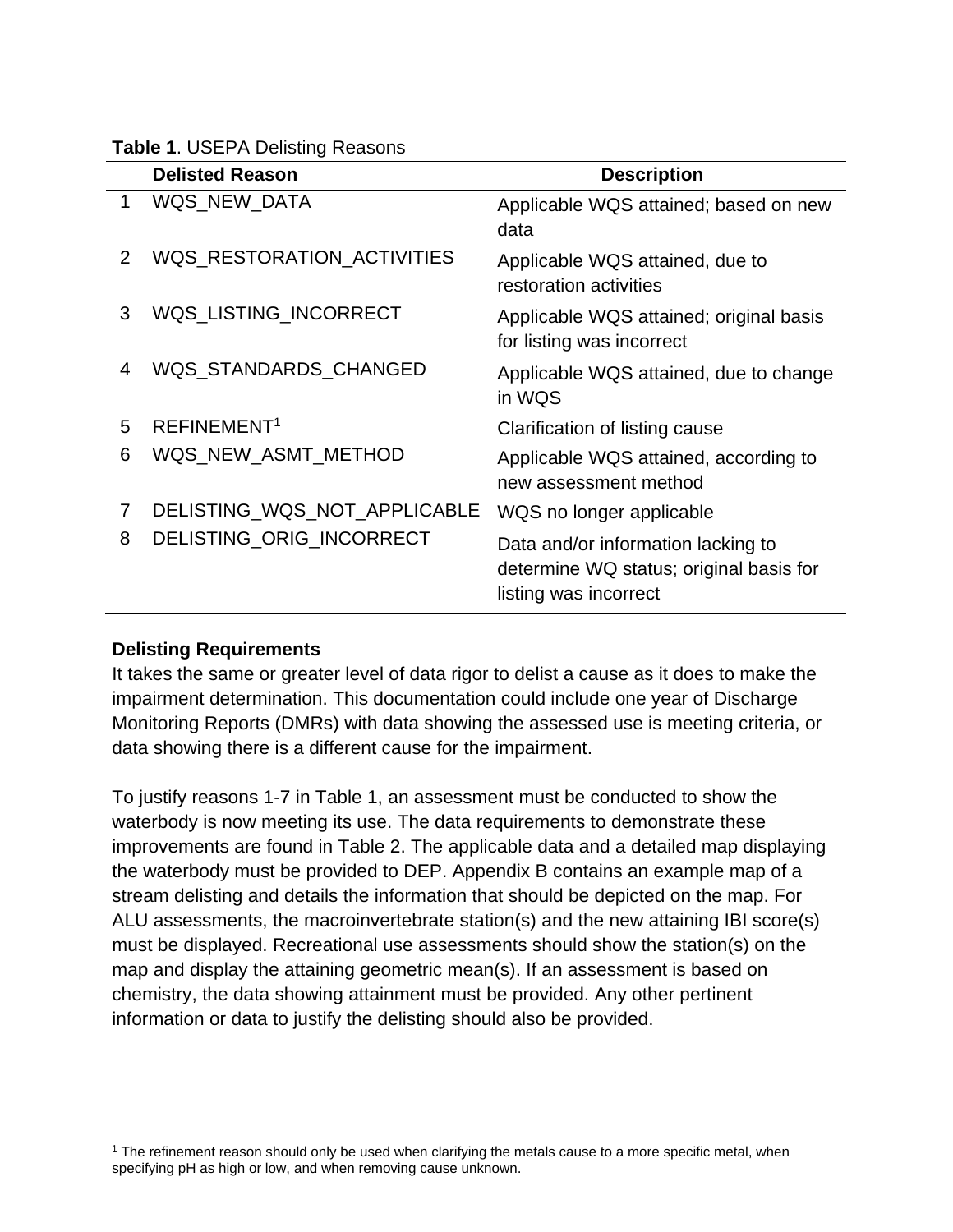**Table 1**. USEPA Delisting Reasons

| | Delisted Reason | Description |
|---|---|---|
| 1 | WQS_NEW_DATA | Applicable WQS attained; based on new data |
| 2 | WQS_RESTORATION_ACTIVITIES | Applicable WQS attained, due to restoration activities |
| 3 | WQS_LISTING_INCORRECT | Applicable WQS attained; original basis for listing was incorrect |
| 4 | WQS_STANDARDS_CHANGED | Applicable WQS attained, due to change in WQS |
| 5 | REFINEMENT[1] | Clarification of listing cause |
| 6 | WQS_NEW_ASMT_METHOD | Applicable WQS attained, according to new assessment method |
| 7 | DELISTING_WQS_NOT_APPLICABLE | WQS no longer applicable |
| 8 | DELISTING_ORIG_INCORRECT | Data and/or information lacking to determine WQ status; original basis for listing was incorrect |

**Delisting Requirements**

It takes the same or greater level of data rigor to delist a cause as it does to make the impairment determination. This documentation could include one year of Discharge Monitoring Reports (DMRs) with data showing the assessed use is meeting criteria, or data showing there is a different cause for the impairment.

To justify reasons 1-7 in Table 1, an assessment must be conducted to show the waterbody is now meeting its use. The data requirements to demonstrate these improvements are found in Table 2. The applicable data and a detailed map displaying the waterbody must be provided to DEP. Appendix B contains an example map of a stream delisting and details the information that should be depicted on the map. For ALU assessments, the macroinvertebrate station(s) and the new attaining IBI score(s) must be displayed. Recreational use assessments should show the station(s) on the map and display the attaining geometric mean(s). If an assessment is based on chemistry, the data showing attainment must be provided. Any other pertinent information or data to justify the delisting should also be provided.

[1] The refinement reason should only be used when clarifying the metals cause to a more specific metal, when specifying pH as high or low, and when removing cause unknown.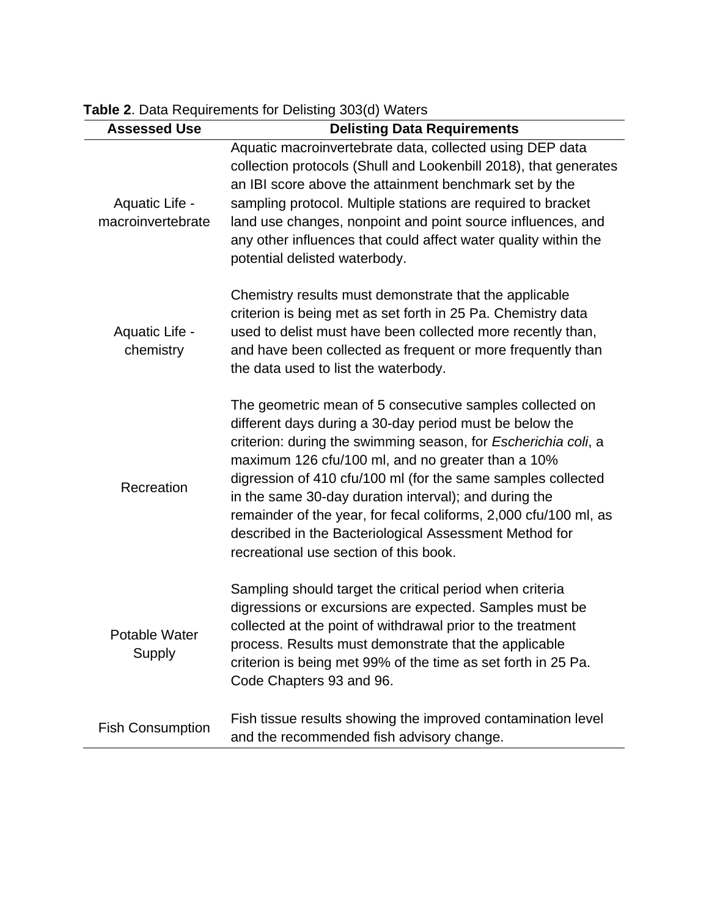**Table 2**. Data Requirements for Delisting 303(d) Waters

| Assessed Use | Delisting Data Requirements |
| --- | --- |
| Aquatic Life - macroinvertebrate | Aquatic macroinvertebrate data, collected using DEP data collection protocols (Shull and Lookenbill 2018), that generates an IBI score above the attainment benchmark set by the sampling protocol. Multiple stations are required to bracket land use changes, nonpoint and point source influences, and any other influences that could affect water quality within the potential delisted waterbody. |
| Aquatic Life - chemistry | Chemistry results must demonstrate that the applicable criterion is being met as set forth in 25 Pa. Chemistry data used to delist must have been collected more recently than, and have been collected as frequent or more frequently than the data used to list the waterbody. |
| Recreation | The geometric mean of 5 consecutive samples collected on different days during a 30-day period must be below the criterion: during the swimming season, for *Escherichia coli*, a maximum 126 cfu/100 ml, and no greater than a 10% digression of 410 cfu/100 ml (for the same samples collected in the same 30-day duration interval); and during the remainder of the year, for fecal coliforms, 2,000 cfu/100 ml, as described in the Bacteriological Assessment Method for recreational use section of this book. |
| Potable Water Supply | Sampling should target the critical period when criteria digressions or excursions are expected. Samples must be collected at the point of withdrawal prior to the treatment process. Results must demonstrate that the applicable criterion is being met 99% of the time as set forth in 25 Pa. Code Chapters 93 and 96. |
| Fish Consumption | Fish tissue results showing the improved contamination level and the recommended fish advisory change. |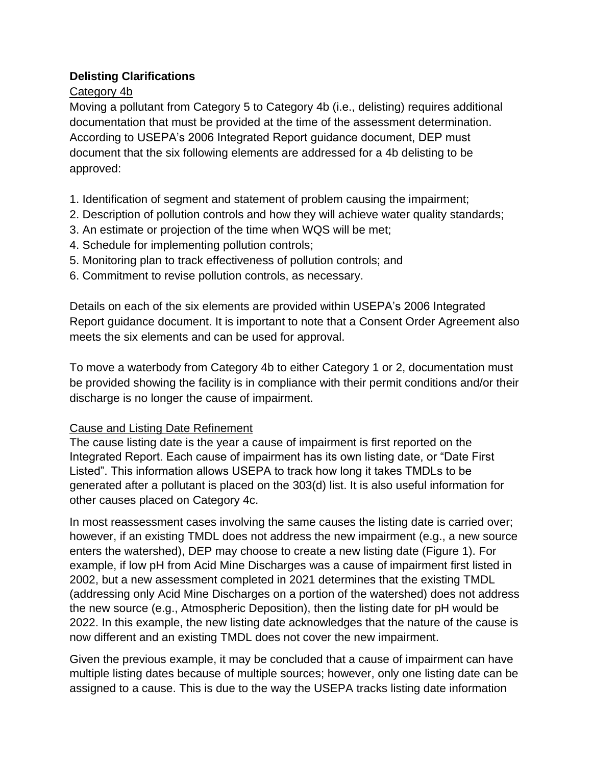## Delisting Clarifications

### Category 4b

Moving a pollutant from Category 5 to Category 4b (i.e., delisting) requires additional documentation that must be provided at the time of the assessment determination. According to USEPA's 2006 Integrated Report guidance document, DEP must document that the six following elements are addressed for a 4b delisting to be approved:

1. Identification of segment and statement of problem causing the impairment;
2. Description of pollution controls and how they will achieve water quality standards;
3. An estimate or projection of the time when WQS will be met;
4. Schedule for implementing pollution controls;
5. Monitoring plan to track effectiveness of pollution controls; and
6. Commitment to revise pollution controls, as necessary.

Details on each of the six elements are provided within USEPA's 2006 Integrated Report guidance document. It is important to note that a Consent Order Agreement also meets the six elements and can be used for approval.

To move a waterbody from Category 4b to either Category 1 or 2, documentation must be provided showing the facility is in compliance with their permit conditions and/or their discharge is no longer the cause of impairment.

### Cause and Listing Date Refinement

The cause listing date is the year a cause of impairment is first reported on the Integrated Report. Each cause of impairment has its own listing date, or "Date First Listed". This information allows USEPA to track how long it takes TMDLs to be generated after a pollutant is placed on the 303(d) list. It is also useful information for other causes placed on Category 4c.

In most reassessment cases involving the same causes the listing date is carried over; however, if an existing TMDL does not address the new impairment (e.g., a new source enters the watershed), DEP may choose to create a new listing date (Figure 1). For example, if low pH from Acid Mine Discharges was a cause of impairment first listed in 2002, but a new assessment completed in 2021 determines that the existing TMDL (addressing only Acid Mine Discharges on a portion of the watershed) does not address the new source (e.g., Atmospheric Deposition), then the listing date for pH would be 2022. In this example, the new listing date acknowledges that the nature of the cause is now different and an existing TMDL does not cover the new impairment.

Given the previous example, it may be concluded that a cause of impairment can have multiple listing dates because of multiple sources; however, only one listing date can be assigned to a cause. This is due to the way the USEPA tracks listing date information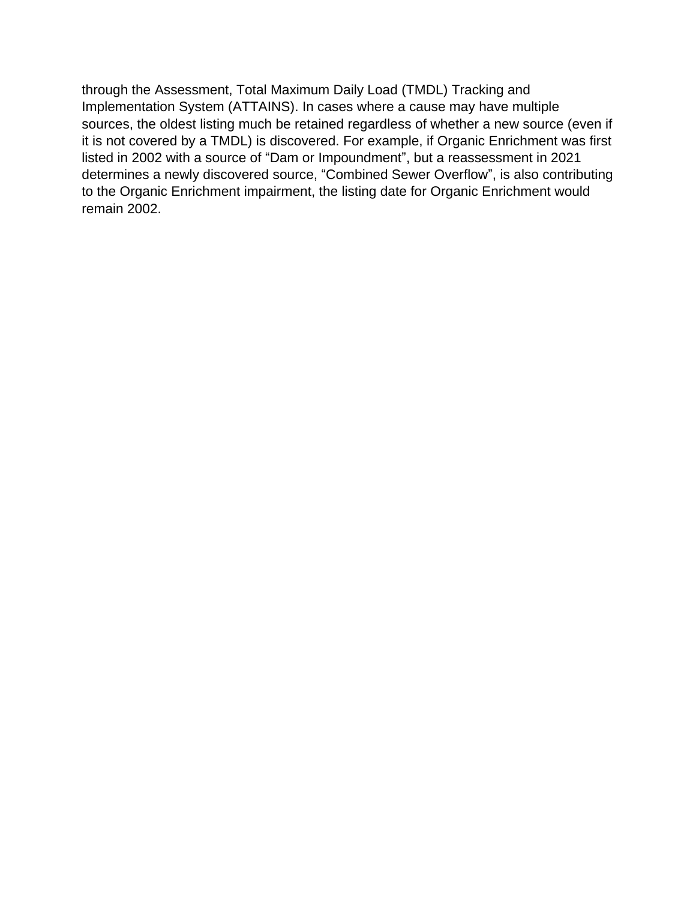through the Assessment, Total Maximum Daily Load (TMDL) Tracking and Implementation System (ATTAINS). In cases where a cause may have multiple sources, the oldest listing much be retained regardless of whether a new source (even if it is not covered by a TMDL) is discovered. For example, if Organic Enrichment was first listed in 2002 with a source of “Dam or Impoundment”, but a reassessment in 2021 determines a newly discovered source, “Combined Sewer Overflow”, is also contributing to the Organic Enrichment impairment, the listing date for Organic Enrichment would remain 2002.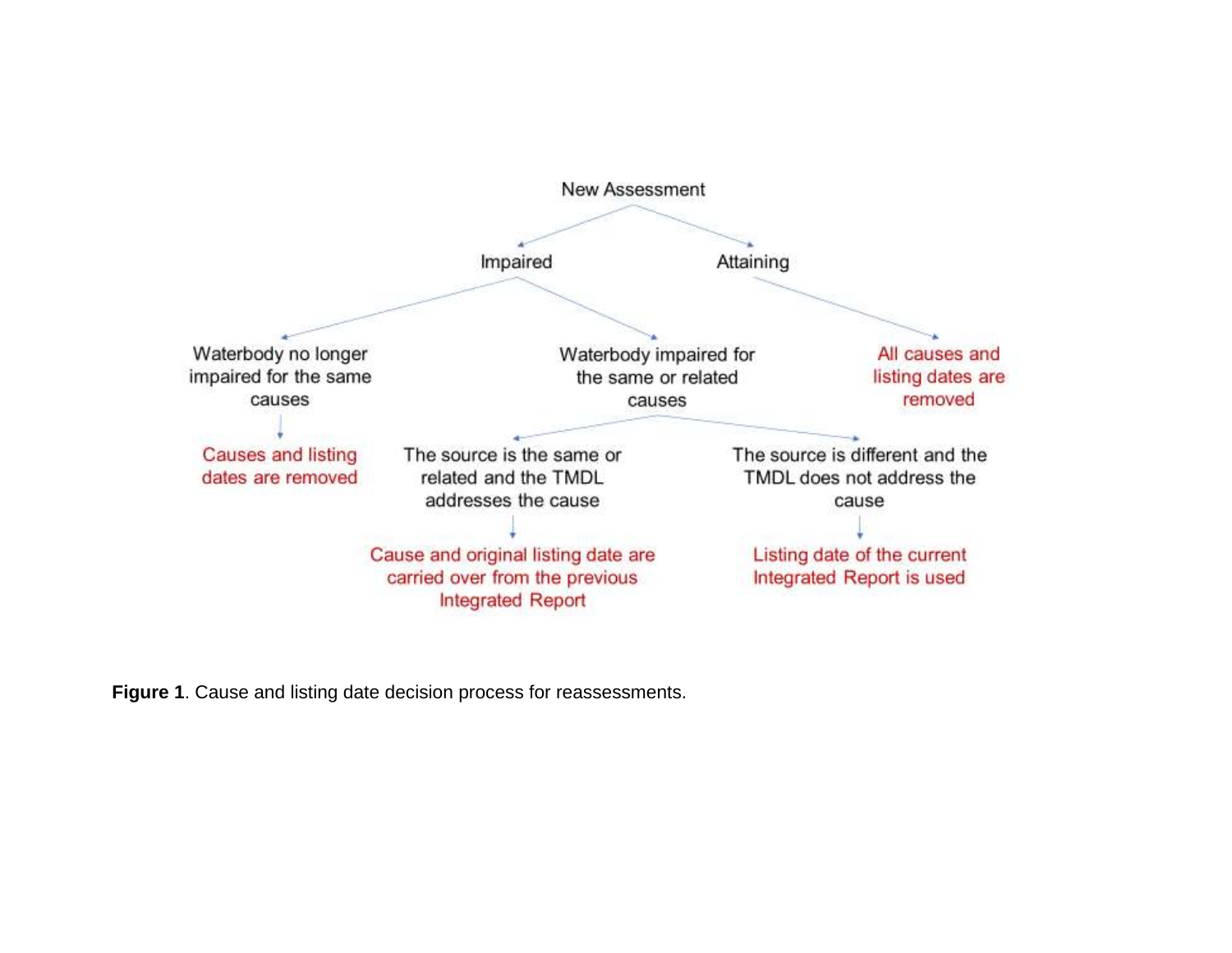- New Assessment
  - Impaired
    - Waterbody no longer impaired for the same causes
      - Causes and listing dates are removed
    - Waterbody impaired for the same or related causes
      - The source is the same or related and the TMDL addresses the cause
        - Cause and original listing date are carried over from the previous Integrated Report
      - The source is different and the TMDL does not address the cause
        - Listing date of the current Integrated Report is used
  - Attaining
    - All causes and listing dates are removed

**Figure 1**. Cause and listing date decision process for reassessments.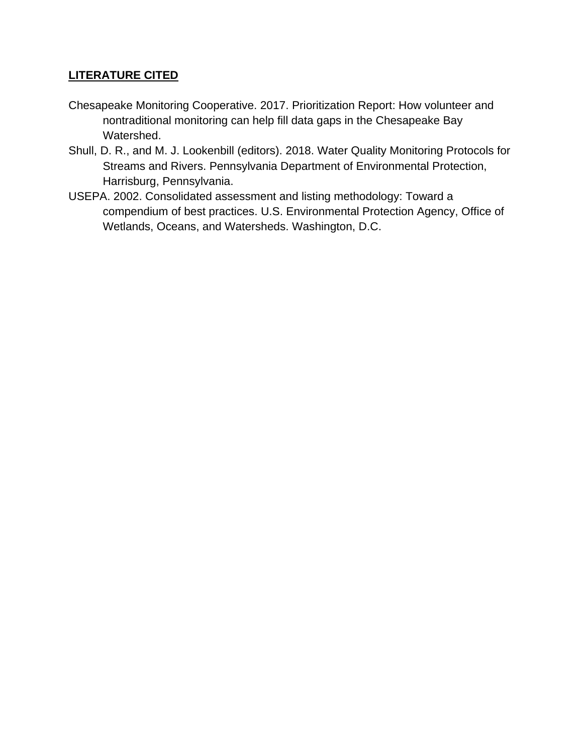## LITERATURE CITED

Chesapeake Monitoring Cooperative. 2017. Prioritization Report: How volunteer and nontraditional monitoring can help fill data gaps in the Chesapeake Bay Watershed.

Shull, D. R., and M. J. Lookenbill (editors). 2018. Water Quality Monitoring Protocols for Streams and Rivers. Pennsylvania Department of Environmental Protection, Harrisburg, Pennsylvania.

USEPA. 2002. Consolidated assessment and listing methodology: Toward a compendium of best practices. U.S. Environmental Protection Agency, Office of Wetlands, Oceans, and Watersheds. Washington, D.C.